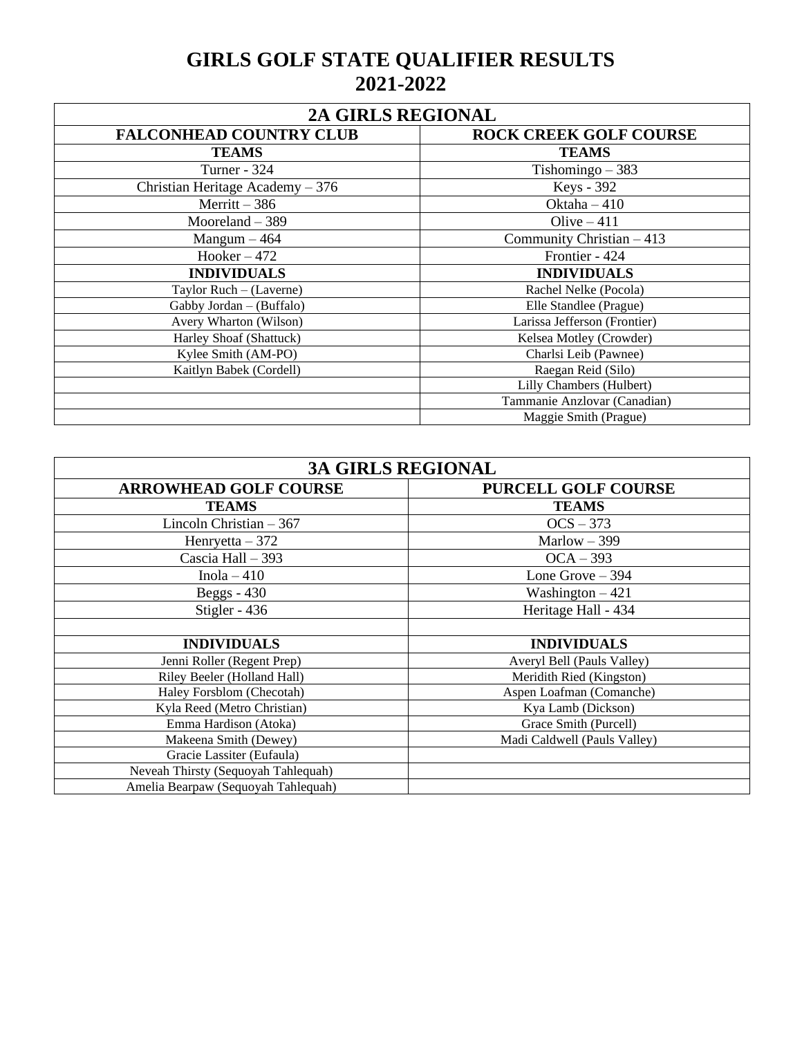# GIRLS GOLF STATE QUALIFIER RESULTS
# 2021-2022

| 2A GIRLS REGIONAL | |
|---|---|
| **FALCONHEAD COUNTRY CLUB** | **ROCK CREEK GOLF COURSE** |
| **TEAMS** | **TEAMS** |
| Turner - 324 | Tishomingo – 383 |
| Christian Heritage Academy – 376 | Keys - 392 |
| Merritt – 386 | Oktaha – 410 |
| Mooreland – 389 | Olive – 411 |
| Mangum – 464 | Community Christian – 413 |
| Hooker – 472 | Frontier - 424 |
| **INDIVIDUALS** | **INDIVIDUALS** |
| Taylor Ruch – (Laverne) | Rachel Nelke (Pocola) |
| Gabby Jordan – (Buffalo) | Elle Standlee (Prague) |
| Avery Wharton (Wilson) | Larissa Jefferson (Frontier) |
| Harley Shoaf (Shattuck) | Kelsea Motley (Crowder) |
| Kylee Smith (AM-PO) | Charlsi Leib (Pawnee) |
| Kaitlyn Babek (Cordell) | Raegan Reid (Silo) |
| | Lilly Chambers (Hulbert) |
| | Tammanie Anzlovar (Canadian) |
| | Maggie Smith (Prague) |

| 3A GIRLS REGIONAL | |
|---|---|
| **ARROWHEAD GOLF COURSE** | **PURCELL GOLF COURSE** |
| **TEAMS** | **TEAMS** |
| Lincoln Christian – 367 | OCS – 373 |
| Henryetta – 372 | Marlow – 399 |
| Cascia Hall – 393 | OCA – 393 |
| Inola – 410 | Lone Grove – 394 |
| Beggs - 430 | Washington – 421 |
| Stigler - 436 | Heritage Hall - 434 |
| | |
| **INDIVIDUALS** | **INDIVIDUALS** |
| Jenni Roller (Regent Prep) | Averyl Bell (Pauls Valley) |
| Riley Beeler (Holland Hall) | Meridith Ried (Kingston) |
| Haley Forsblom (Checotah) | Aspen Loafman (Comanche) |
| Kyla Reed (Metro Christian) | Kya Lamb (Dickson) |
| Emma Hardison (Atoka) | Grace Smith (Purcell) |
| Makeena Smith (Dewey) | Madi Caldwell (Pauls Valley) |
| Gracie Lassiter (Eufaula) | |
| Neveah Thirsty (Sequoyah Tahlequah) | |
| Amelia Bearpaw (Sequoyah Tahlequah) | |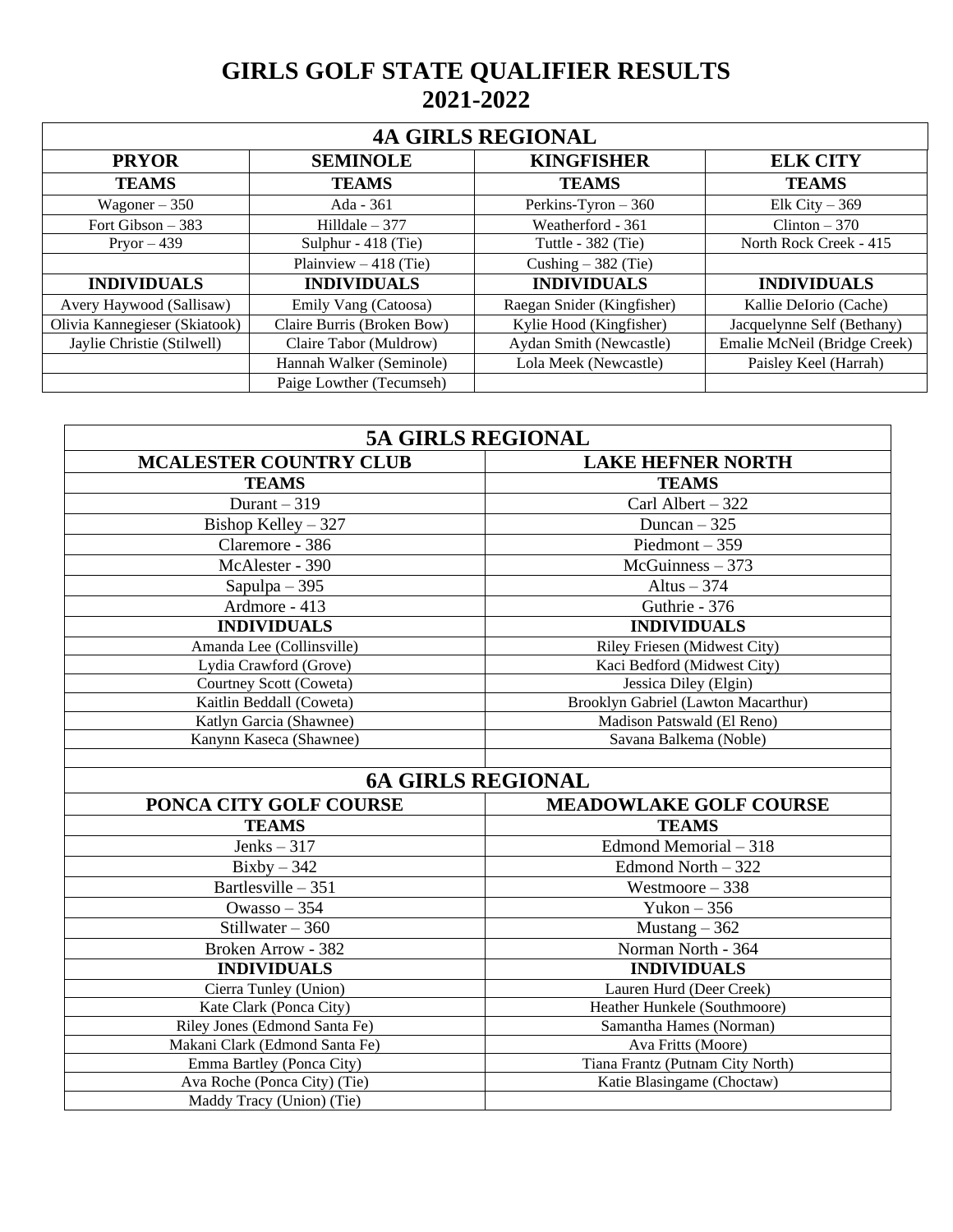# GIRLS GOLF STATE QUALIFIER RESULTS
# 2021-2022

| 4A GIRLS REGIONAL | | | |
|---|---|---|---|
| **PRYOR** | **SEMINOLE** | **KINGFISHER** | **ELK CITY** |
| **TEAMS** | **TEAMS** | **TEAMS** | **TEAMS** |
| Wagoner – 350 | Ada - 361 | Perkins-Tyron – 360 | Elk City – 369 |
| Fort Gibson – 383 | Hilldale – 377 | Weatherford - 361 | Clinton – 370 |
| Pryor – 439 | Sulphur - 418 (Tie) | Tuttle - 382 (Tie) | North Rock Creek - 415 |
| | Plainview – 418 (Tie) | Cushing – 382 (Tie) | |
| **INDIVIDUALS** | **INDIVIDUALS** | **INDIVIDUALS** | **INDIVIDUALS** |
| Avery Haywood (Sallisaw) | Emily Vang (Catoosa) | Raegan Snider (Kingfisher) | Kallie DeIorio (Cache) |
| Olivia Kannegieser (Skiatook) | Claire Burris (Broken Bow) | Kylie Hood (Kingfisher) | Jacquelynne Self (Bethany) |
| Jaylie Christie (Stilwell) | Claire Tabor (Muldrow) | Aydan Smith (Newcastle) | Emalie McNeil (Bridge Creek) |
| | Hannah Walker (Seminole) | Lola Meek (Newcastle) | Paisley Keel (Harrah) |
| | Paige Lowther (Tecumseh) | | |

| 5A GIRLS REGIONAL | |
|---|---|
| **MCALESTER COUNTRY CLUB** | **LAKE HEFNER NORTH** |
| **TEAMS** | **TEAMS** |
| Durant – 319 | Carl Albert – 322 |
| Bishop Kelley – 327 | Duncan – 325 |
| Claremore - 386 | Piedmont – 359 |
| McAlester - 390 | McGuinness – 373 |
| Sapulpa – 395 | Altus – 374 |
| Ardmore - 413 | Guthrie - 376 |
| **INDIVIDUALS** | **INDIVIDUALS** |
| Amanda Lee (Collinsville) | Riley Friesen (Midwest City) |
| Lydia Crawford (Grove) | Kaci Bedford (Midwest City) |
| Courtney Scott (Coweta) | Jessica Diley (Elgin) |
| Kaitlin Beddall (Coweta) | Brooklyn Gabriel (Lawton Macarthur) |
| Katlyn Garcia (Shawnee) | Madison Patswald (El Reno) |
| Kanynn Kaseca (Shawnee) | Savana Balkema (Noble) |

| 6A GIRLS REGIONAL | |
|---|---|
| **PONCA CITY GOLF COURSE** | **MEADOWLAKE GOLF COURSE** |
| **TEAMS** | **TEAMS** |
| Jenks – 317 | Edmond Memorial – 318 |
| Bixby – 342 | Edmond North – 322 |
| Bartlesville – 351 | Westmoore – 338 |
| Owasso – 354 | Yukon – 356 |
| Stillwater – 360 | Mustang – 362 |
| Broken Arrow - 382 | Norman North - 364 |
| **INDIVIDUALS** | **INDIVIDUALS** |
| Cierra Tunley (Union) | Lauren Hurd (Deer Creek) |
| Kate Clark (Ponca City) | Heather Hunkele (Southmoore) |
| Riley Jones (Edmond Santa Fe) | Samantha Hames (Norman) |
| Makani Clark (Edmond Santa Fe) | Ava Fritts (Moore) |
| Emma Bartley (Ponca City) | Tiana Frantz (Putnam City North) |
| Ava Roche (Ponca City) (Tie) | Katie Blasingame (Choctaw) |
| Maddy Tracy (Union) (Tie) | |